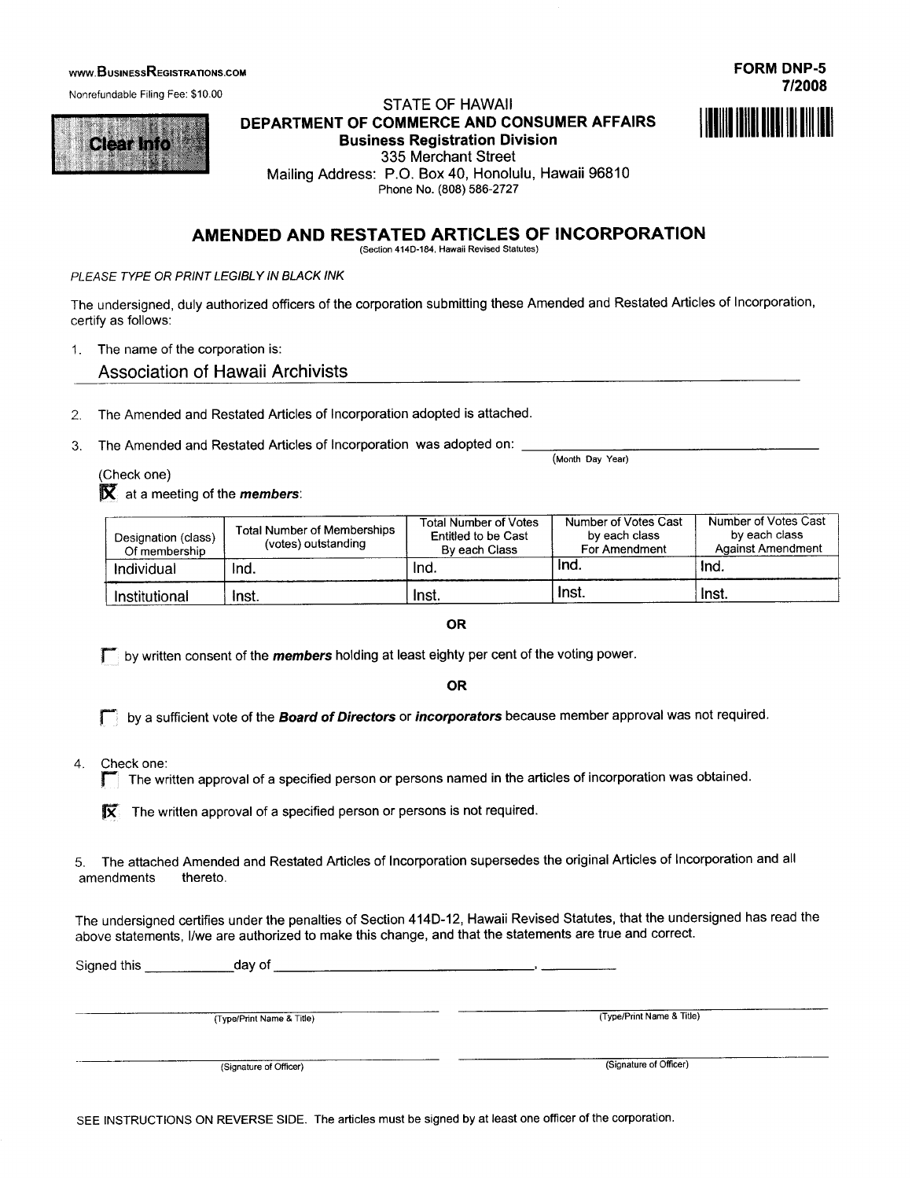WWW.BUSINESSREGISTRATIONS.COM

Nonrefundable Filing Fee: $10.00

**FORM DNP-5**
**7/2008**

Clear Info

STATE OF HAWAII
**DEPARTMENT OF COMMERCE AND CONSUMER AFFAIRS**
**Business Registration Division**
335 Merchant Street
Mailing Address: P.O. Box 40, Honolulu, Hawaii 96810
Phone No. (808) 586-2727

## AMENDED AND RESTATED ARTICLES OF INCORPORATION

(Section 414D-184, Hawaii Revised Statutes)

*PLEASE TYPE OR PRINT LEGIBLY IN BLACK INK*

The undersigned, duly authorized officers of the corporation submitting these Amended and Restated Articles of Incorporation, certify as follows:

1. The name of the corporation is:
   Association of Hawaii Archivists

2. The Amended and Restated Articles of Incorporation adopted is attached.

3. The Amended and Restated Articles of Incorporation was adopted on: ______________________ (Month Day Year)

   (Check one)

   ☒ at a meeting of the ***members***:

| Designation (class) Of membership | Total Number of Memberships (votes) outstanding | Total Number of Votes Entitled to be Cast By each Class | Number of Votes Cast by each class For Amendment | Number of Votes Cast by each class Against Amendment |
|---|---|---|---|---|
| Individual | Ind. | Ind. | Ind. | Ind. |
| Institutional | Inst. | Inst. | Inst. | Inst. |

**OR**

☐ by written consent of the ***members*** holding at least eighty per cent of the voting power.

**OR**

☐ by a sufficient vote of the ***Board of Directors*** or ***incorporators*** because member approval was not required.

4. Check one:

   ☐ The written approval of a specified person or persons named in the articles of incorporation was obtained.

   ☒ The written approval of a specified person or persons is not required.

5. The attached Amended and Restated Articles of Incorporation supersedes the original Articles of Incorporation and all amendments thereto.

The undersigned certifies under the penalties of Section 414D-12, Hawaii Revised Statutes, that the undersigned has read the above statements, I/we are authorized to make this change, and that the statements are true and correct.

Signed this ____________day of ______________________________________, __________

______________________________ (Type/Print Name & Title)　　　______________________________ (Type/Print Name & Title)

______________________________ (Signature of Officer)　　　______________________________ (Signature of Officer)

SEE INSTRUCTIONS ON REVERSE SIDE. The articles must be signed by at least one officer of the corporation.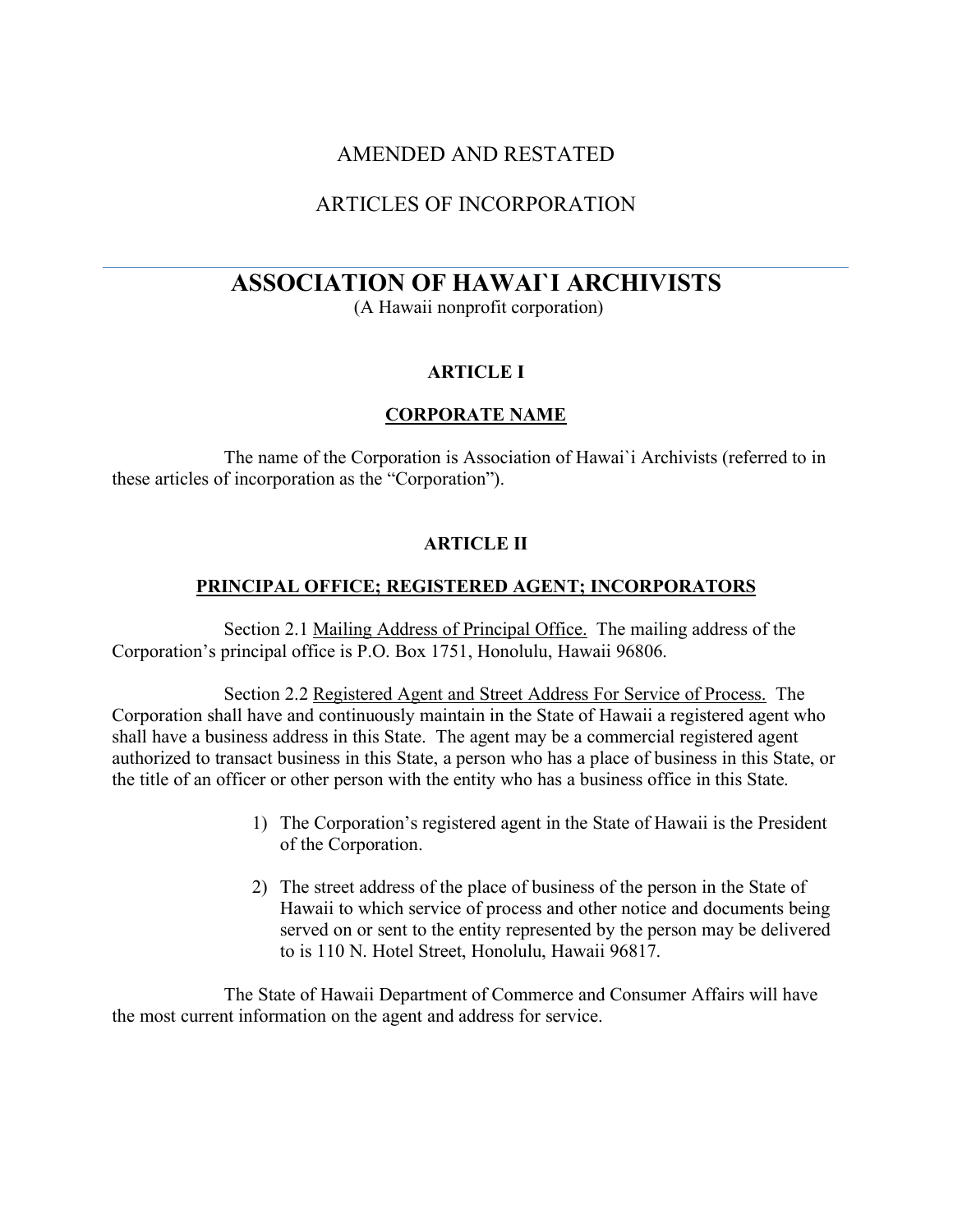# AMENDED AND RESTATED

# ARTICLES OF INCORPORATION

---

# ASSOCIATION OF HAWAI`I ARCHIVISTS

(A Hawaii nonprofit corporation)

## ARTICLE I

## CORPORATE NAME

The name of the Corporation is Association of Hawai`i Archivists (referred to in these articles of incorporation as the "Corporation").

## ARTICLE II

## PRINCIPAL OFFICE; REGISTERED AGENT; INCORPORATORS

Section 2.1 Mailing Address of Principal Office. The mailing address of the Corporation's principal office is P.O. Box 1751, Honolulu, Hawaii 96806.

Section 2.2 Registered Agent and Street Address For Service of Process. The Corporation shall have and continuously maintain in the State of Hawaii a registered agent who shall have a business address in this State. The agent may be a commercial registered agent authorized to transact business in this State, a person who has a place of business in this State, or the title of an officer or other person with the entity who has a business office in this State.

1) The Corporation's registered agent in the State of Hawaii is the President of the Corporation.

2) The street address of the place of business of the person in the State of Hawaii to which service of process and other notice and documents being served on or sent to the entity represented by the person may be delivered to is 110 N. Hotel Street, Honolulu, Hawaii 96817.

The State of Hawaii Department of Commerce and Consumer Affairs will have the most current information on the agent and address for service.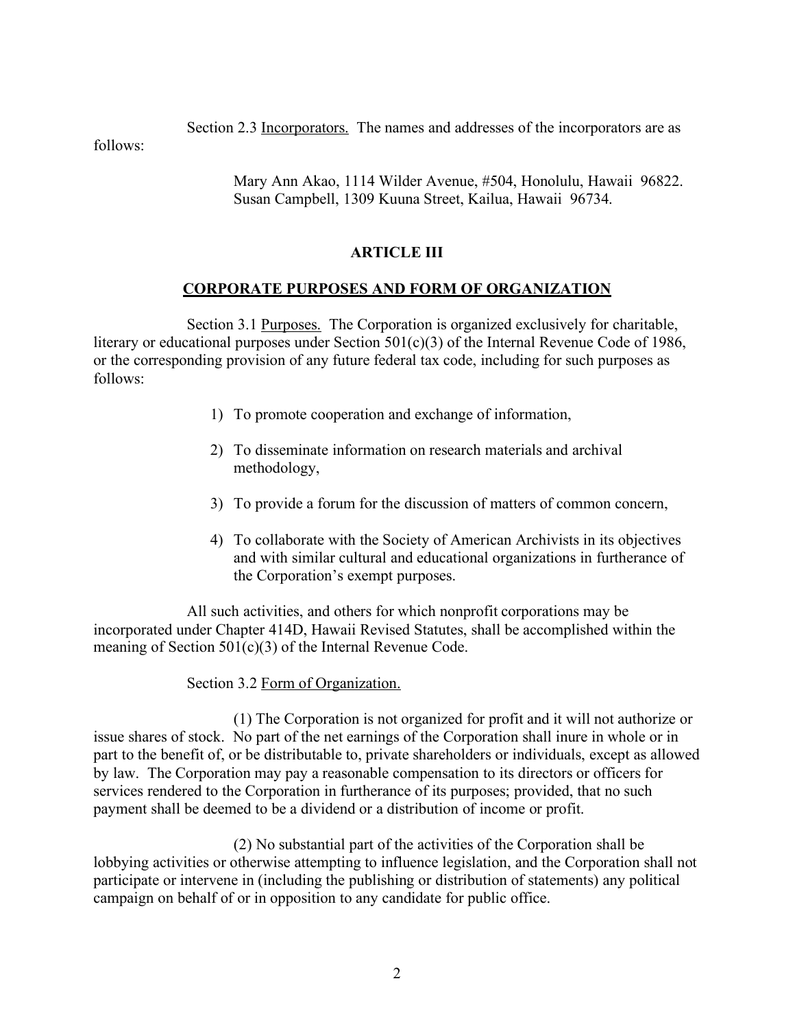Section 2.3 Incorporators. The names and addresses of the incorporators are as follows:

> Mary Ann Akao, 1114 Wilder Avenue, #504, Honolulu, Hawaii 96822.
> Susan Campbell, 1309 Kuuna Street, Kailua, Hawaii 96734.

## ARTICLE III

## CORPORATE PURPOSES AND FORM OF ORGANIZATION

Section 3.1 Purposes. The Corporation is organized exclusively for charitable, literary or educational purposes under Section 501(c)(3) of the Internal Revenue Code of 1986, or the corresponding provision of any future federal tax code, including for such purposes as follows:

1) To promote cooperation and exchange of information,

2) To disseminate information on research materials and archival methodology,

3) To provide a forum for the discussion of matters of common concern,

4) To collaborate with the Society of American Archivists in its objectives and with similar cultural and educational organizations in furtherance of the Corporation's exempt purposes.

All such activities, and others for which nonprofit corporations may be incorporated under Chapter 414D, Hawaii Revised Statutes, shall be accomplished within the meaning of Section 501(c)(3) of the Internal Revenue Code.

Section 3.2 Form of Organization.

(1) The Corporation is not organized for profit and it will not authorize or issue shares of stock. No part of the net earnings of the Corporation shall inure in whole or in part to the benefit of, or be distributable to, private shareholders or individuals, except as allowed by law. The Corporation may pay a reasonable compensation to its directors or officers for services rendered to the Corporation in furtherance of its purposes; provided, that no such payment shall be deemed to be a dividend or a distribution of income or profit.

(2) No substantial part of the activities of the Corporation shall be lobbying activities or otherwise attempting to influence legislation, and the Corporation shall not participate or intervene in (including the publishing or distribution of statements) any political campaign on behalf of or in opposition to any candidate for public office.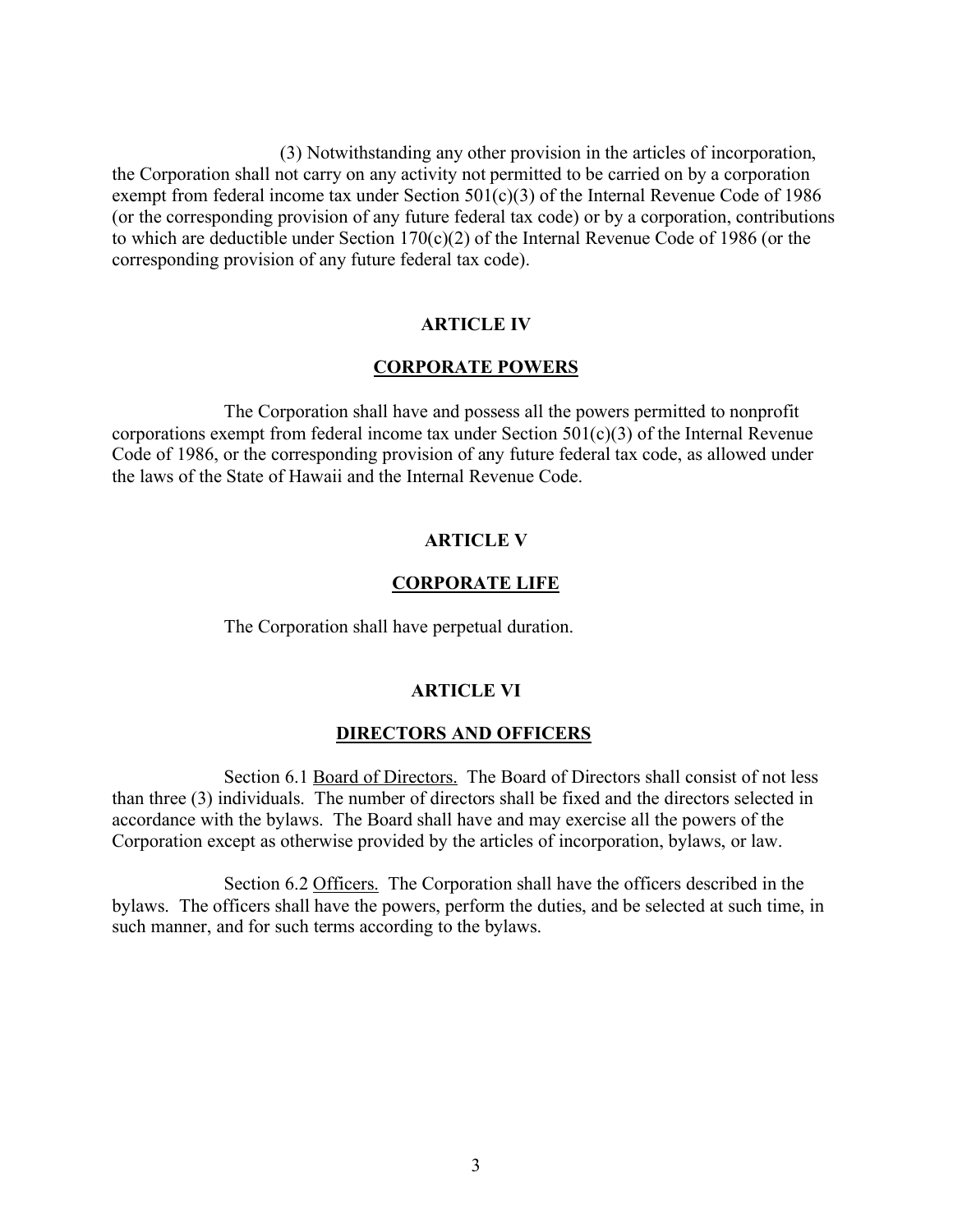(3) Notwithstanding any other provision in the articles of incorporation, the Corporation shall not carry on any activity not permitted to be carried on by a corporation exempt from federal income tax under Section 501(c)(3) of the Internal Revenue Code of 1986 (or the corresponding provision of any future federal tax code) or by a corporation, contributions to which are deductible under Section 170(c)(2) of the Internal Revenue Code of 1986 (or the corresponding provision of any future federal tax code).

## ARTICLE IV

## CORPORATE POWERS

The Corporation shall have and possess all the powers permitted to nonprofit corporations exempt from federal income tax under Section 501(c)(3) of the Internal Revenue Code of 1986, or the corresponding provision of any future federal tax code, as allowed under the laws of the State of Hawaii and the Internal Revenue Code.

## ARTICLE V

## CORPORATE LIFE

The Corporation shall have perpetual duration.

## ARTICLE VI

## DIRECTORS AND OFFICERS

Section 6.1 Board of Directors. The Board of Directors shall consist of not less than three (3) individuals. The number of directors shall be fixed and the directors selected in accordance with the bylaws. The Board shall have and may exercise all the powers of the Corporation except as otherwise provided by the articles of incorporation, bylaws, or law.

Section 6.2 Officers. The Corporation shall have the officers described in the bylaws. The officers shall have the powers, perform the duties, and be selected at such time, in such manner, and for such terms according to the bylaws.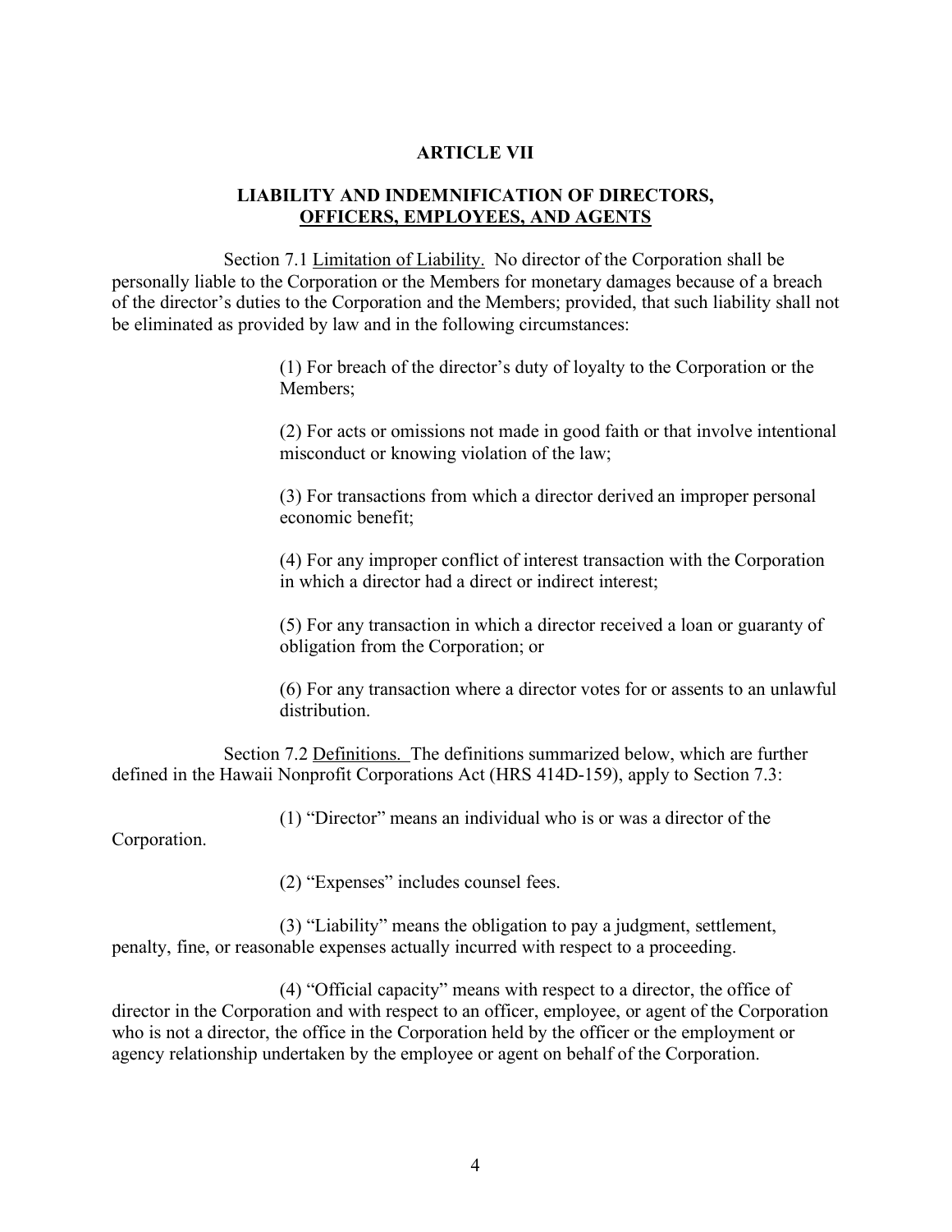## ARTICLE VII

### LIABILITY AND INDEMNIFICATION OF DIRECTORS, OFFICERS, EMPLOYEES, AND AGENTS

Section 7.1 Limitation of Liability. No director of the Corporation shall be personally liable to the Corporation or the Members for monetary damages because of a breach of the director's duties to the Corporation and the Members; provided, that such liability shall not be eliminated as provided by law and in the following circumstances:

(1) For breach of the director's duty of loyalty to the Corporation or the Members;

(2) For acts or omissions not made in good faith or that involve intentional misconduct or knowing violation of the law;

(3) For transactions from which a director derived an improper personal economic benefit;

(4) For any improper conflict of interest transaction with the Corporation in which a director had a direct or indirect interest;

(5) For any transaction in which a director received a loan or guaranty of obligation from the Corporation; or

(6) For any transaction where a director votes for or assents to an unlawful distribution.

Section 7.2 Definitions. The definitions summarized below, which are further defined in the Hawaii Nonprofit Corporations Act (HRS 414D-159), apply to Section 7.3:

(1) "Director" means an individual who is or was a director of the Corporation.

(2) "Expenses" includes counsel fees.

(3) "Liability" means the obligation to pay a judgment, settlement, penalty, fine, or reasonable expenses actually incurred with respect to a proceeding.

(4) "Official capacity" means with respect to a director, the office of director in the Corporation and with respect to an officer, employee, or agent of the Corporation who is not a director, the office in the Corporation held by the officer or the employment or agency relationship undertaken by the employee or agent on behalf of the Corporation.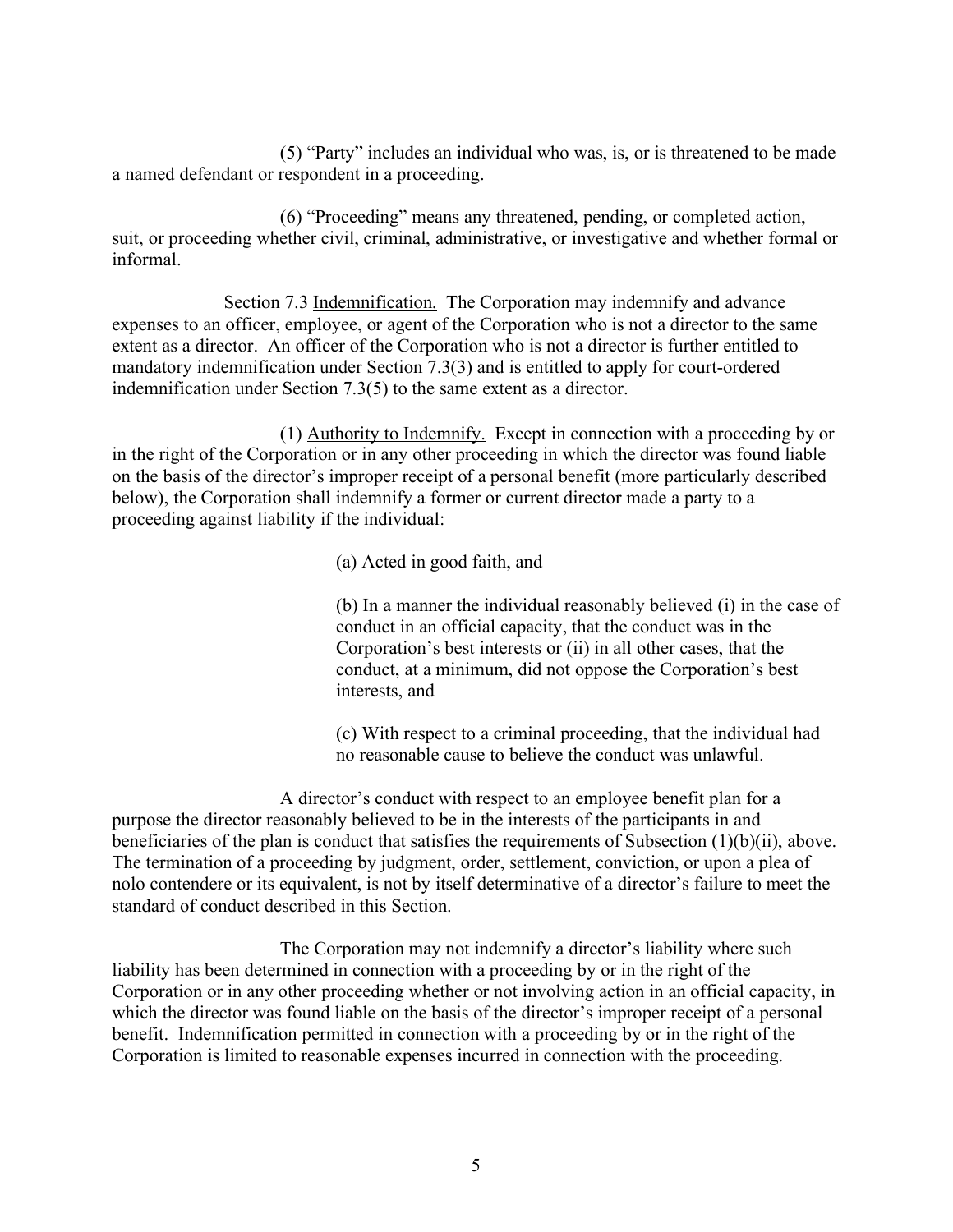(5) "Party" includes an individual who was, is, or is threatened to be made a named defendant or respondent in a proceeding.

(6) "Proceeding" means any threatened, pending, or completed action, suit, or proceeding whether civil, criminal, administrative, or investigative and whether formal or informal.

Section 7.3 Indemnification. The Corporation may indemnify and advance expenses to an officer, employee, or agent of the Corporation who is not a director to the same extent as a director. An officer of the Corporation who is not a director is further entitled to mandatory indemnification under Section 7.3(3) and is entitled to apply for court-ordered indemnification under Section 7.3(5) to the same extent as a director.

(1) Authority to Indemnify. Except in connection with a proceeding by or in the right of the Corporation or in any other proceeding in which the director was found liable on the basis of the director's improper receipt of a personal benefit (more particularly described below), the Corporation shall indemnify a former or current director made a party to a proceeding against liability if the individual:

(a) Acted in good faith, and

(b) In a manner the individual reasonably believed (i) in the case of conduct in an official capacity, that the conduct was in the Corporation's best interests or (ii) in all other cases, that the conduct, at a minimum, did not oppose the Corporation's best interests, and

(c) With respect to a criminal proceeding, that the individual had no reasonable cause to believe the conduct was unlawful.

A director's conduct with respect to an employee benefit plan for a purpose the director reasonably believed to be in the interests of the participants in and beneficiaries of the plan is conduct that satisfies the requirements of Subsection (1)(b)(ii), above. The termination of a proceeding by judgment, order, settlement, conviction, or upon a plea of nolo contendere or its equivalent, is not by itself determinative of a director's failure to meet the standard of conduct described in this Section.

The Corporation may not indemnify a director's liability where such liability has been determined in connection with a proceeding by or in the right of the Corporation or in any other proceeding whether or not involving action in an official capacity, in which the director was found liable on the basis of the director's improper receipt of a personal benefit. Indemnification permitted in connection with a proceeding by or in the right of the Corporation is limited to reasonable expenses incurred in connection with the proceeding.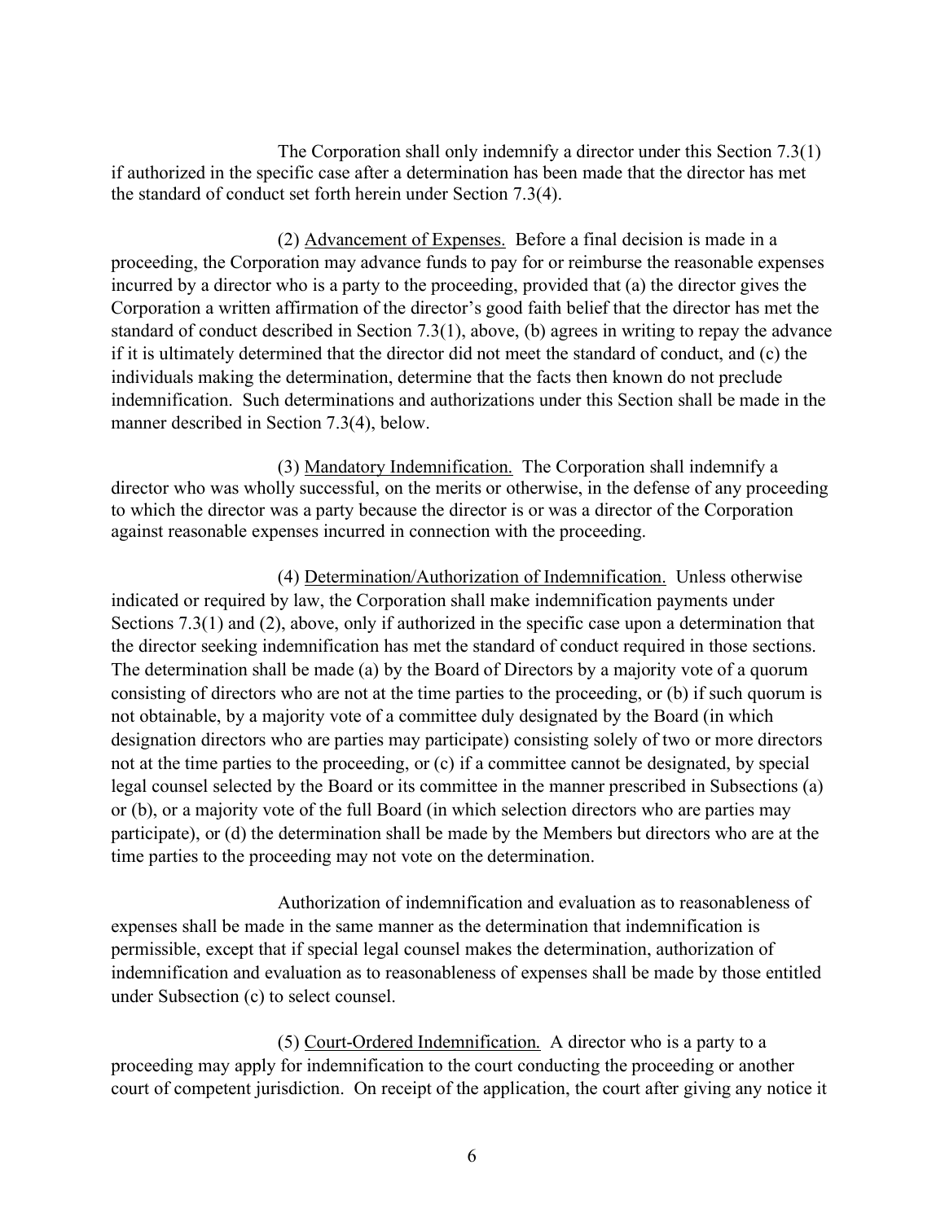The Corporation shall only indemnify a director under this Section 7.3(1) if authorized in the specific case after a determination has been made that the director has met the standard of conduct set forth herein under Section 7.3(4).

(2) Advancement of Expenses. Before a final decision is made in a proceeding, the Corporation may advance funds to pay for or reimburse the reasonable expenses incurred by a director who is a party to the proceeding, provided that (a) the director gives the Corporation a written affirmation of the director's good faith belief that the director has met the standard of conduct described in Section 7.3(1), above, (b) agrees in writing to repay the advance if it is ultimately determined that the director did not meet the standard of conduct, and (c) the individuals making the determination, determine that the facts then known do not preclude indemnification. Such determinations and authorizations under this Section shall be made in the manner described in Section 7.3(4), below.

(3) Mandatory Indemnification. The Corporation shall indemnify a director who was wholly successful, on the merits or otherwise, in the defense of any proceeding to which the director was a party because the director is or was a director of the Corporation against reasonable expenses incurred in connection with the proceeding.

(4) Determination/Authorization of Indemnification. Unless otherwise indicated or required by law, the Corporation shall make indemnification payments under Sections 7.3(1) and (2), above, only if authorized in the specific case upon a determination that the director seeking indemnification has met the standard of conduct required in those sections. The determination shall be made (a) by the Board of Directors by a majority vote of a quorum consisting of directors who are not at the time parties to the proceeding, or (b) if such quorum is not obtainable, by a majority vote of a committee duly designated by the Board (in which designation directors who are parties may participate) consisting solely of two or more directors not at the time parties to the proceeding, or (c) if a committee cannot be designated, by special legal counsel selected by the Board or its committee in the manner prescribed in Subsections (a) or (b), or a majority vote of the full Board (in which selection directors who are parties may participate), or (d) the determination shall be made by the Members but directors who are at the time parties to the proceeding may not vote on the determination.

Authorization of indemnification and evaluation as to reasonableness of expenses shall be made in the same manner as the determination that indemnification is permissible, except that if special legal counsel makes the determination, authorization of indemnification and evaluation as to reasonableness of expenses shall be made by those entitled under Subsection (c) to select counsel.

(5) Court-Ordered Indemnification. A director who is a party to a proceeding may apply for indemnification to the court conducting the proceeding or another court of competent jurisdiction. On receipt of the application, the court after giving any notice it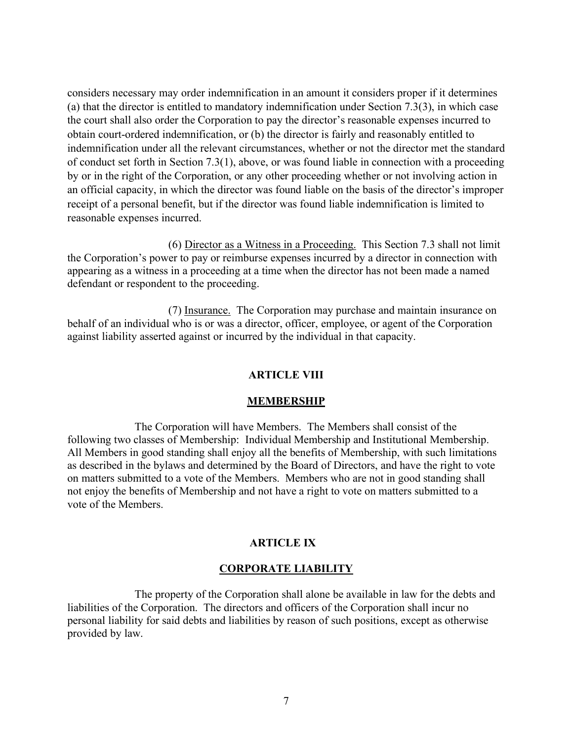considers necessary may order indemnification in an amount it considers proper if it determines (a) that the director is entitled to mandatory indemnification under Section 7.3(3), in which case the court shall also order the Corporation to pay the director's reasonable expenses incurred to obtain court-ordered indemnification, or (b) the director is fairly and reasonably entitled to indemnification under all the relevant circumstances, whether or not the director met the standard of conduct set forth in Section 7.3(1), above, or was found liable in connection with a proceeding by or in the right of the Corporation, or any other proceeding whether or not involving action in an official capacity, in which the director was found liable on the basis of the director's improper receipt of a personal benefit, but if the director was found liable indemnification is limited to reasonable expenses incurred.

(6) Director as a Witness in a Proceeding. This Section 7.3 shall not limit the Corporation's power to pay or reimburse expenses incurred by a director in connection with appearing as a witness in a proceeding at a time when the director has not been made a named defendant or respondent to the proceeding.

(7) Insurance. The Corporation may purchase and maintain insurance on behalf of an individual who is or was a director, officer, employee, or agent of the Corporation against liability asserted against or incurred by the individual in that capacity.

## ARTICLE VIII

## MEMBERSHIP

The Corporation will have Members. The Members shall consist of the following two classes of Membership: Individual Membership and Institutional Membership. All Members in good standing shall enjoy all the benefits of Membership, with such limitations as described in the bylaws and determined by the Board of Directors, and have the right to vote on matters submitted to a vote of the Members. Members who are not in good standing shall not enjoy the benefits of Membership and not have a right to vote on matters submitted to a vote of the Members.

## ARTICLE IX

## CORPORATE LIABILITY

The property of the Corporation shall alone be available in law for the debts and liabilities of the Corporation. The directors and officers of the Corporation shall incur no personal liability for said debts and liabilities by reason of such positions, except as otherwise provided by law.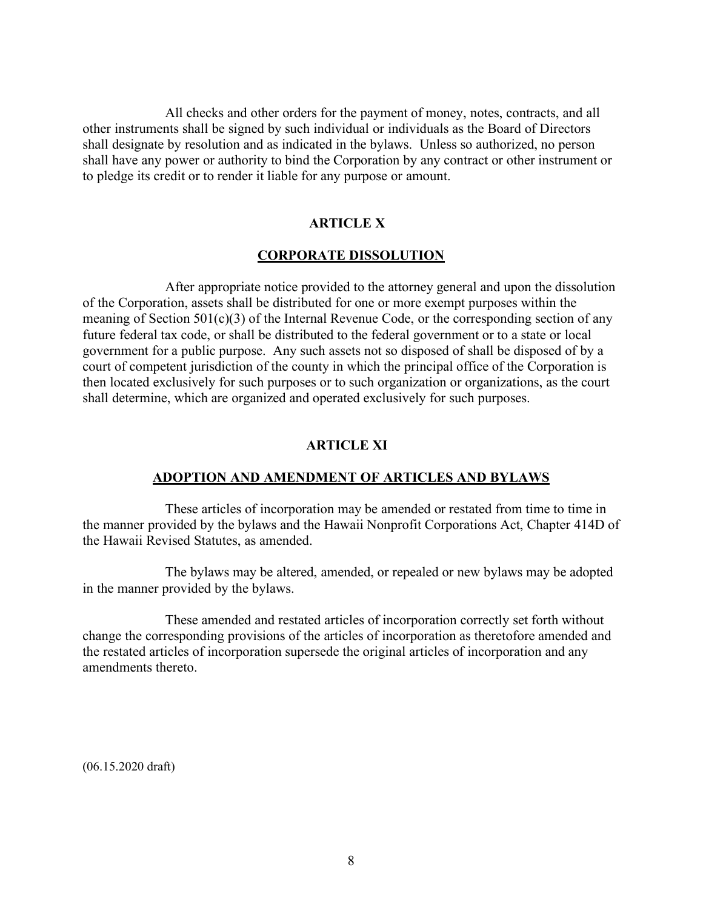All checks and other orders for the payment of money, notes, contracts, and all other instruments shall be signed by such individual or individuals as the Board of Directors shall designate by resolution and as indicated in the bylaws. Unless so authorized, no person shall have any power or authority to bind the Corporation by any contract or other instrument or to pledge its credit or to render it liable for any purpose or amount.

## ARTICLE X

## CORPORATE DISSOLUTION

After appropriate notice provided to the attorney general and upon the dissolution of the Corporation, assets shall be distributed for one or more exempt purposes within the meaning of Section 501(c)(3) of the Internal Revenue Code, or the corresponding section of any future federal tax code, or shall be distributed to the federal government or to a state or local government for a public purpose. Any such assets not so disposed of shall be disposed of by a court of competent jurisdiction of the county in which the principal office of the Corporation is then located exclusively for such purposes or to such organization or organizations, as the court shall determine, which are organized and operated exclusively for such purposes.

## ARTICLE XI

## ADOPTION AND AMENDMENT OF ARTICLES AND BYLAWS

These articles of incorporation may be amended or restated from time to time in the manner provided by the bylaws and the Hawaii Nonprofit Corporations Act, Chapter 414D of the Hawaii Revised Statutes, as amended.

The bylaws may be altered, amended, or repealed or new bylaws may be adopted in the manner provided by the bylaws.

These amended and restated articles of incorporation correctly set forth without change the corresponding provisions of the articles of incorporation as theretofore amended and the restated articles of incorporation supersede the original articles of incorporation and any amendments thereto.

(06.15.2020 draft)